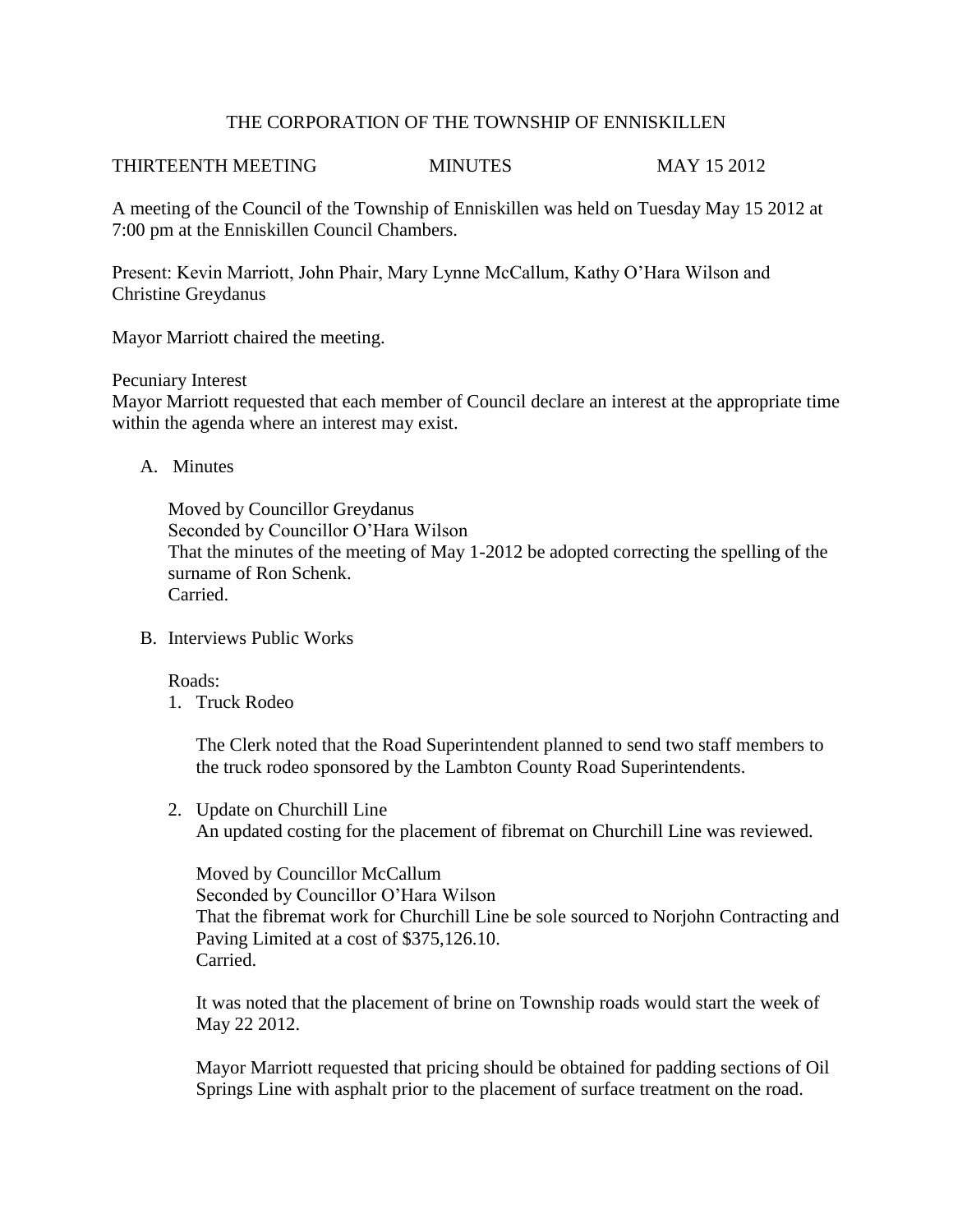# THE CORPORATION OF THE TOWNSHIP OF ENNISKILLEN

THIRTEENTH MEETING MINUTES MAY 15 2012

A meeting of the Council of the Township of Enniskillen was held on Tuesday May 15 2012 at 7:00 pm at the Enniskillen Council Chambers.

Present: Kevin Marriott, John Phair, Mary Lynne McCallum, Kathy O'Hara Wilson and Christine Greydanus

Mayor Marriott chaired the meeting.

Pecuniary Interest
Mayor Marriott requested that each member of Council declare an interest at the appropriate time within the agenda where an interest may exist.

A. Minutes

   Moved by Councillor Greydanus
   Seconded by Councillor O'Hara Wilson
   That the minutes of the meeting of May 1-2012 be adopted correcting the spelling of the surname of Ron Schenk.
   Carried.

B. Interviews Public Works

   Roads:

   1. Truck Rodeo

      The Clerk noted that the Road Superintendent planned to send two staff members to the truck rodeo sponsored by the Lambton County Road Superintendents.

   2. Update on Churchill Line
      An updated costing for the placement of fibremat on Churchill Line was reviewed.

      Moved by Councillor McCallum
      Seconded by Councillor O'Hara Wilson
      That the fibremat work for Churchill Line be sole sourced to Norjohn Contracting and Paving Limited at a cost of $375,126.10.
      Carried.

      It was noted that the placement of brine on Township roads would start the week of May 22 2012.

      Mayor Marriott requested that pricing should be obtained for padding sections of Oil Springs Line with asphalt prior to the placement of surface treatment on the road.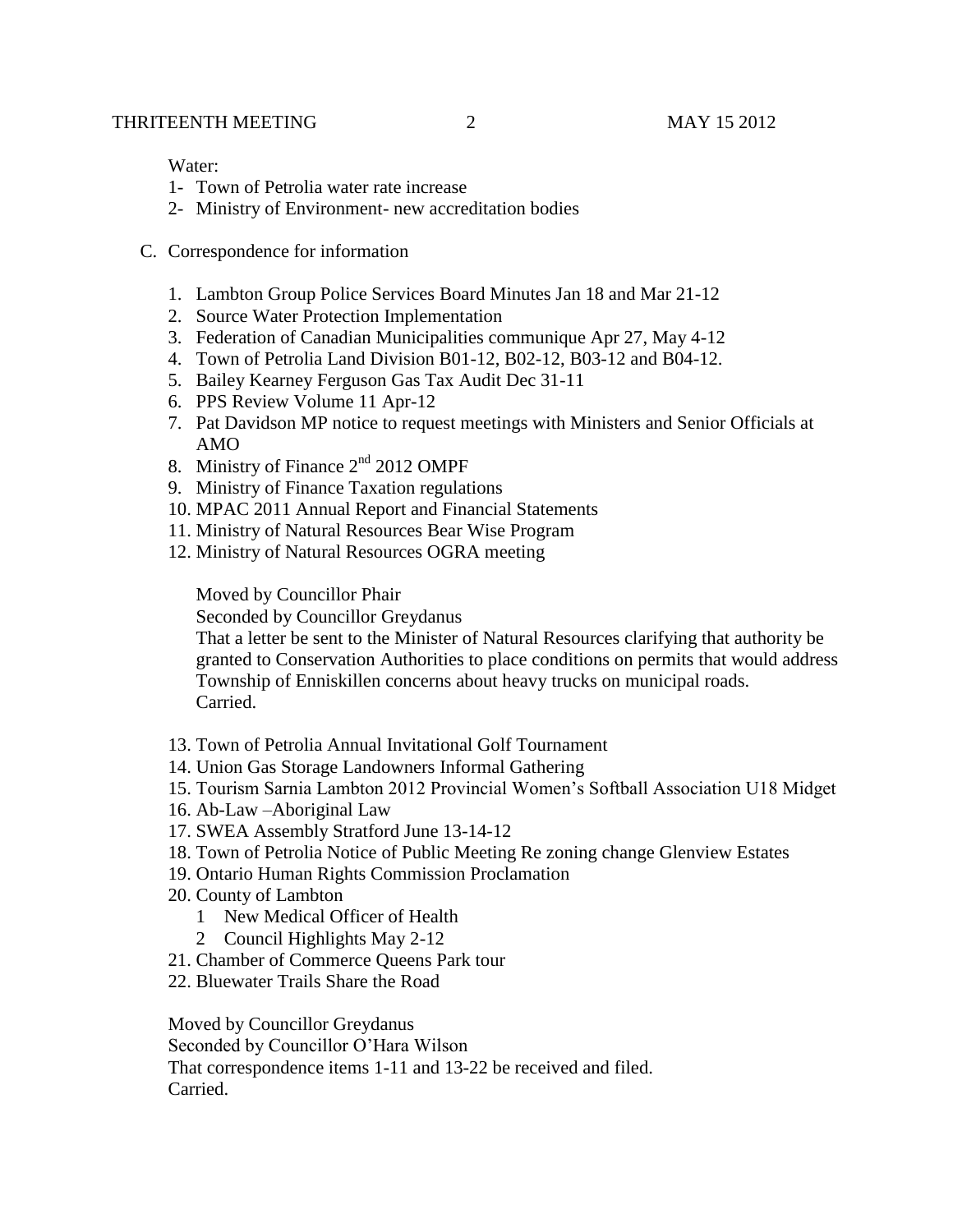Water:

1- Town of Petrolia water rate increase
2- Ministry of Environment- new accreditation bodies

C. Correspondence for information

1. Lambton Group Police Services Board Minutes Jan 18 and Mar 21-12
2. Source Water Protection Implementation
3. Federation of Canadian Municipalities communique Apr 27, May 4-12
4. Town of Petrolia Land Division B01-12, B02-12, B03-12 and B04-12.
5. Bailey Kearney Ferguson Gas Tax Audit Dec 31-11
6. PPS Review Volume 11 Apr-12
7. Pat Davidson MP notice to request meetings with Ministers and Senior Officials at AMO
8. Ministry of Finance 2nd 2012 OMPF
9. Ministry of Finance Taxation regulations
10. MPAC 2011 Annual Report and Financial Statements
11. Ministry of Natural Resources Bear Wise Program
12. Ministry of Natural Resources OGRA meeting

Moved by Councillor Phair
Seconded by Councillor Greydanus
That a letter be sent to the Minister of Natural Resources clarifying that authority be granted to Conservation Authorities to place conditions on permits that would address Township of Enniskillen concerns about heavy trucks on municipal roads.
Carried.

13. Town of Petrolia Annual Invitational Golf Tournament
14. Union Gas Storage Landowners Informal Gathering
15. Tourism Sarnia Lambton 2012 Provincial Women's Softball Association U18 Midget
16. Ab-Law –Aboriginal Law
17. SWEA Assembly Stratford June 13-14-12
18. Town of Petrolia Notice of Public Meeting Re zoning change Glenview Estates
19. Ontario Human Rights Commission Proclamation
20. County of Lambton
    1 New Medical Officer of Health
    2 Council Highlights May 2-12
21. Chamber of Commerce Queens Park tour
22. Bluewater Trails Share the Road

Moved by Councillor Greydanus
Seconded by Councillor O'Hara Wilson
That correspondence items 1-11 and 13-22 be received and filed.
Carried.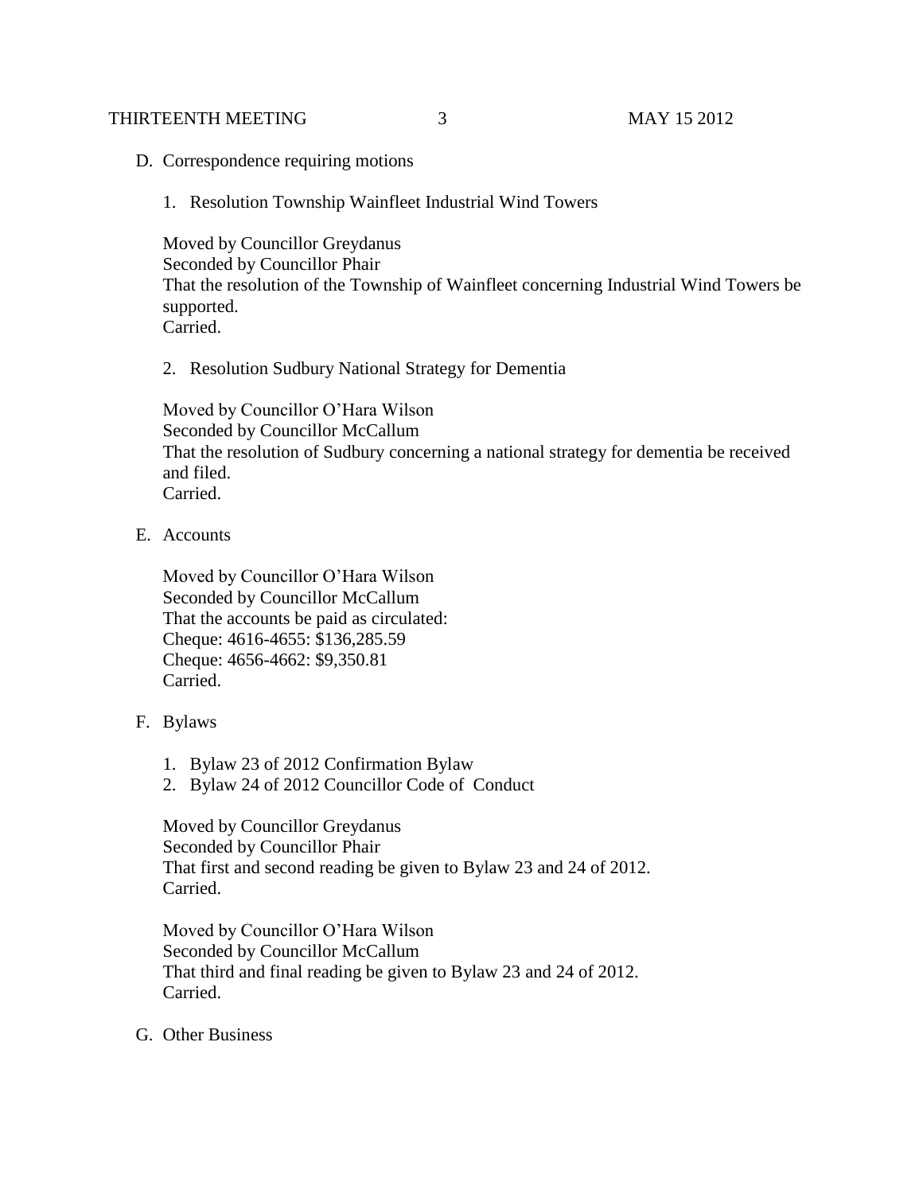D. Correspondence requiring motions

1. Resolution Township Wainfleet Industrial Wind Towers

Moved by Councillor Greydanus
Seconded by Councillor Phair
That the resolution of the Township of Wainfleet concerning Industrial Wind Towers be supported.
Carried.

2. Resolution Sudbury National Strategy for Dementia

Moved by Councillor O'Hara Wilson
Seconded by Councillor McCallum
That the resolution of Sudbury concerning a national strategy for dementia be received and filed.
Carried.

E. Accounts

Moved by Councillor O'Hara Wilson
Seconded by Councillor McCallum
That the accounts be paid as circulated:
Cheque: 4616-4655: $136,285.59
Cheque: 4656-4662: $9,350.81
Carried.

F. Bylaws

1. Bylaw 23 of 2012 Confirmation Bylaw
2. Bylaw 24 of 2012 Councillor Code of Conduct

Moved by Councillor Greydanus
Seconded by Councillor Phair
That first and second reading be given to Bylaw 23 and 24 of 2012.
Carried.

Moved by Councillor O'Hara Wilson
Seconded by Councillor McCallum
That third and final reading be given to Bylaw 23 and 24 of 2012.
Carried.

G. Other Business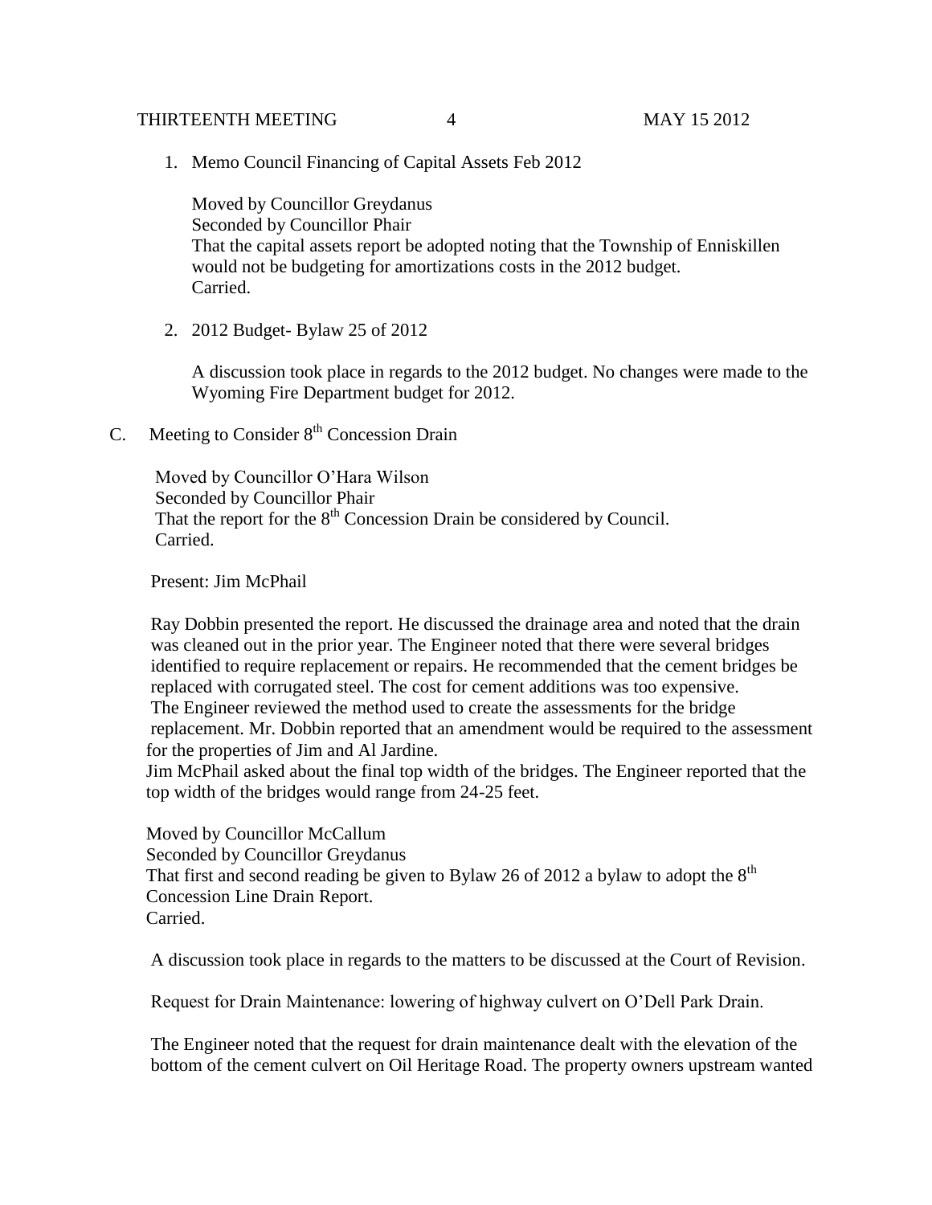1. Memo Council Financing of Capital Assets Feb 2012

   Moved by Councillor Greydanus
   Seconded by Councillor Phair
   That the capital assets report be adopted noting that the Township of Enniskillen would not be budgeting for amortizations costs in the 2012 budget.
   Carried.

2. 2012 Budget- Bylaw 25 of 2012

   A discussion took place in regards to the 2012 budget. No changes were made to the Wyoming Fire Department budget for 2012.

C. Meeting to Consider 8th Concession Drain

Moved by Councillor O'Hara Wilson
Seconded by Councillor Phair
That the report for the 8th Concession Drain be considered by Council.
Carried.

Present: Jim McPhail

Ray Dobbin presented the report. He discussed the drainage area and noted that the drain was cleaned out in the prior year. The Engineer noted that there were several bridges identified to require replacement or repairs. He recommended that the cement bridges be replaced with corrugated steel. The cost for cement additions was too expensive.
The Engineer reviewed the method used to create the assessments for the bridge replacement. Mr. Dobbin reported that an amendment would be required to the assessment for the properties of Jim and Al Jardine.
Jim McPhail asked about the final top width of the bridges. The Engineer reported that the top width of the bridges would range from 24-25 feet.

Moved by Councillor McCallum
Seconded by Councillor Greydanus
That first and second reading be given to Bylaw 26 of 2012 a bylaw to adopt the 8th Concession Line Drain Report.
Carried.

A discussion took place in regards to the matters to be discussed at the Court of Revision.

Request for Drain Maintenance: lowering of highway culvert on O'Dell Park Drain.

The Engineer noted that the request for drain maintenance dealt with the elevation of the bottom of the cement culvert on Oil Heritage Road. The property owners upstream wanted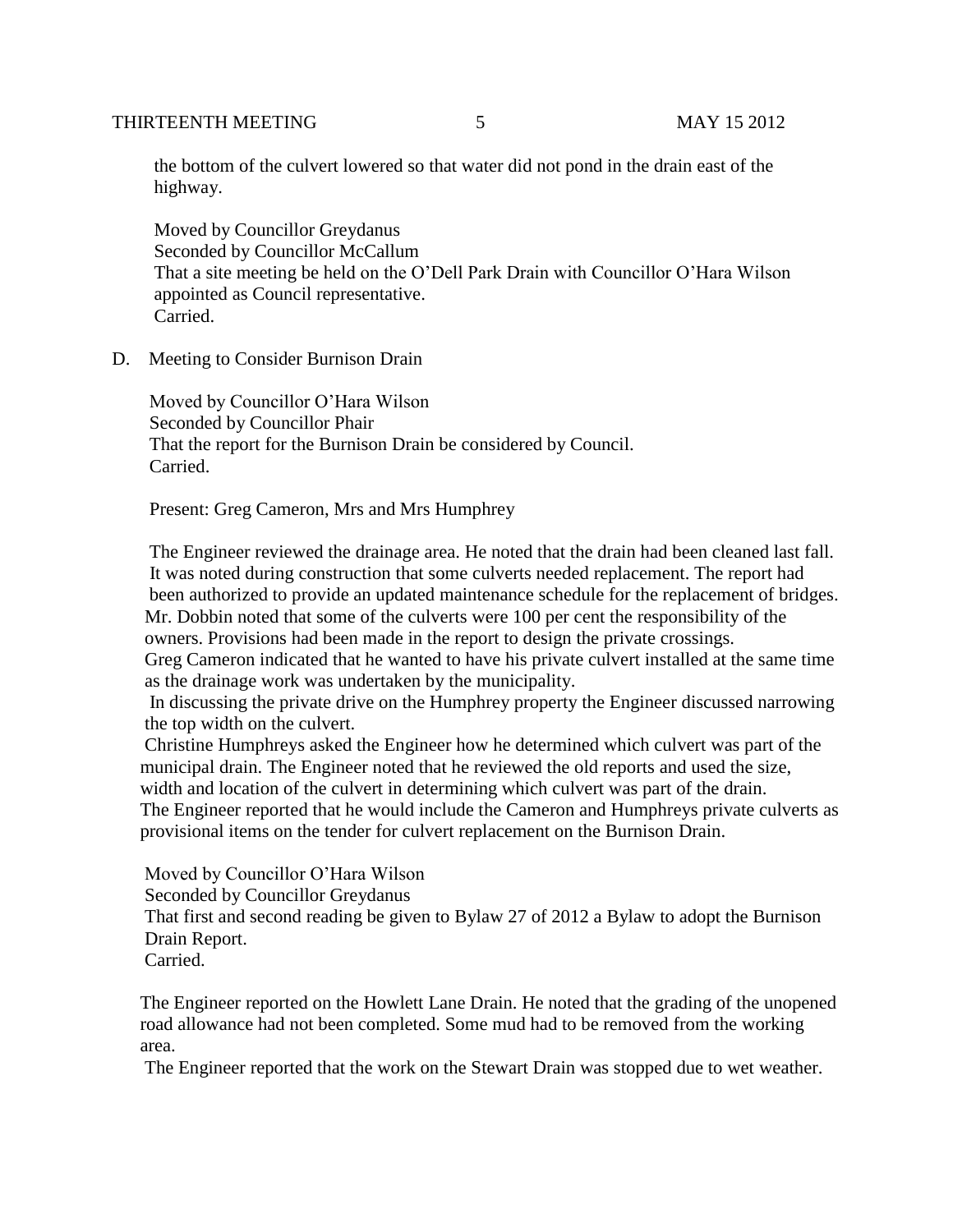the bottom of the culvert lowered so that water did not pond in the drain east of the highway.

Moved by Councillor Greydanus
Seconded by Councillor McCallum
That a site meeting be held on the O'Dell Park Drain with Councillor O'Hara Wilson appointed as Council representative.
Carried.

D. Meeting to Consider Burnison Drain

Moved by Councillor O'Hara Wilson
Seconded by Councillor Phair
That the report for the Burnison Drain be considered by Council.
Carried.

Present: Greg Cameron, Mrs and Mrs Humphrey

The Engineer reviewed the drainage area. He noted that the drain had been cleaned last fall. It was noted during construction that some culverts needed replacement. The report had been authorized to provide an updated maintenance schedule for the replacement of bridges. Mr. Dobbin noted that some of the culverts were 100 per cent the responsibility of the owners. Provisions had been made in the report to design the private crossings.
Greg Cameron indicated that he wanted to have his private culvert installed at the same time as the drainage work was undertaken by the municipality.
In discussing the private drive on the Humphrey property the Engineer discussed narrowing the top width on the culvert.
Christine Humphreys asked the Engineer how he determined which culvert was part of the municipal drain. The Engineer noted that he reviewed the old reports and used the size, width and location of the culvert in determining which culvert was part of the drain.
The Engineer reported that he would include the Cameron and Humphreys private culverts as provisional items on the tender for culvert replacement on the Burnison Drain.

Moved by Councillor O'Hara Wilson
Seconded by Councillor Greydanus
That first and second reading be given to Bylaw 27 of 2012 a Bylaw to adopt the Burnison Drain Report.
Carried.

The Engineer reported on the Howlett Lane Drain. He noted that the grading of the unopened road allowance had not been completed. Some mud had to be removed from the working area.
The Engineer reported that the work on the Stewart Drain was stopped due to wet weather.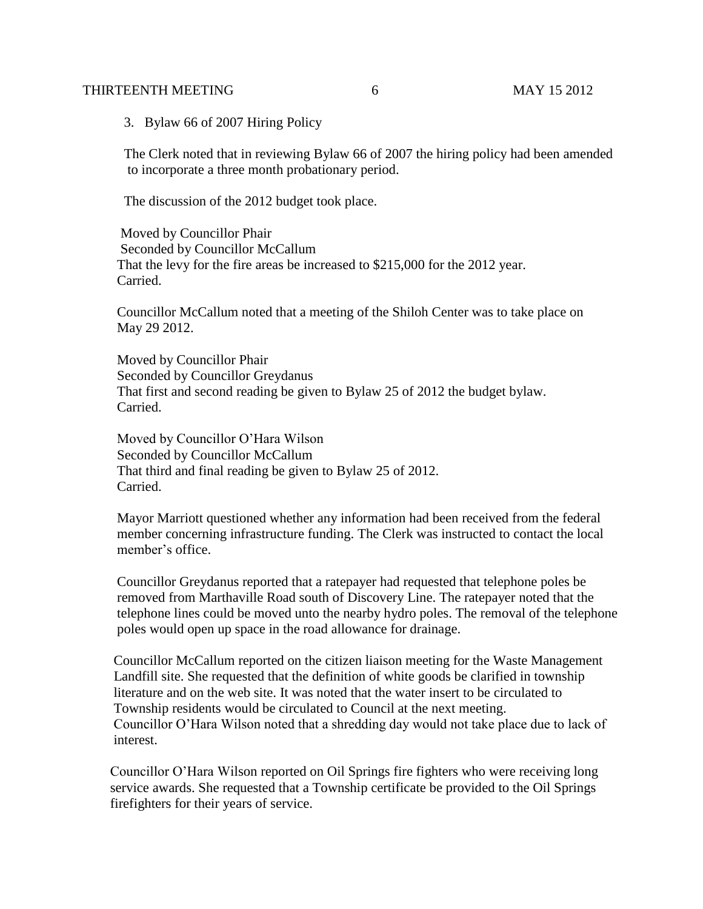3. Bylaw 66 of 2007 Hiring Policy

The Clerk noted that in reviewing Bylaw 66 of 2007 the hiring policy had been amended to incorporate a three month probationary period.

The discussion of the 2012 budget took place.

Moved by Councillor Phair
Seconded by Councillor McCallum
That the levy for the fire areas be increased to $215,000 for the 2012 year.
Carried.

Councillor McCallum noted that a meeting of the Shiloh Center was to take place on May 29 2012.

Moved by Councillor Phair
Seconded by Councillor Greydanus
That first and second reading be given to Bylaw 25 of 2012 the budget bylaw.
Carried.

Moved by Councillor O'Hara Wilson
Seconded by Councillor McCallum
That third and final reading be given to Bylaw 25 of 2012.
Carried.

Mayor Marriott questioned whether any information had been received from the federal member concerning infrastructure funding. The Clerk was instructed to contact the local member's office.

Councillor Greydanus reported that a ratepayer had requested that telephone poles be removed from Marthaville Road south of Discovery Line. The ratepayer noted that the telephone lines could be moved unto the nearby hydro poles. The removal of the telephone poles would open up space in the road allowance for drainage.

Councillor McCallum reported on the citizen liaison meeting for the Waste Management Landfill site. She requested that the definition of white goods be clarified in township literature and on the web site. It was noted that the water insert to be circulated to Township residents would be circulated to Council at the next meeting.
Councillor O'Hara Wilson noted that a shredding day would not take place due to lack of interest.

Councillor O'Hara Wilson reported on Oil Springs fire fighters who were receiving long service awards. She requested that a Township certificate be provided to the Oil Springs firefighters for their years of service.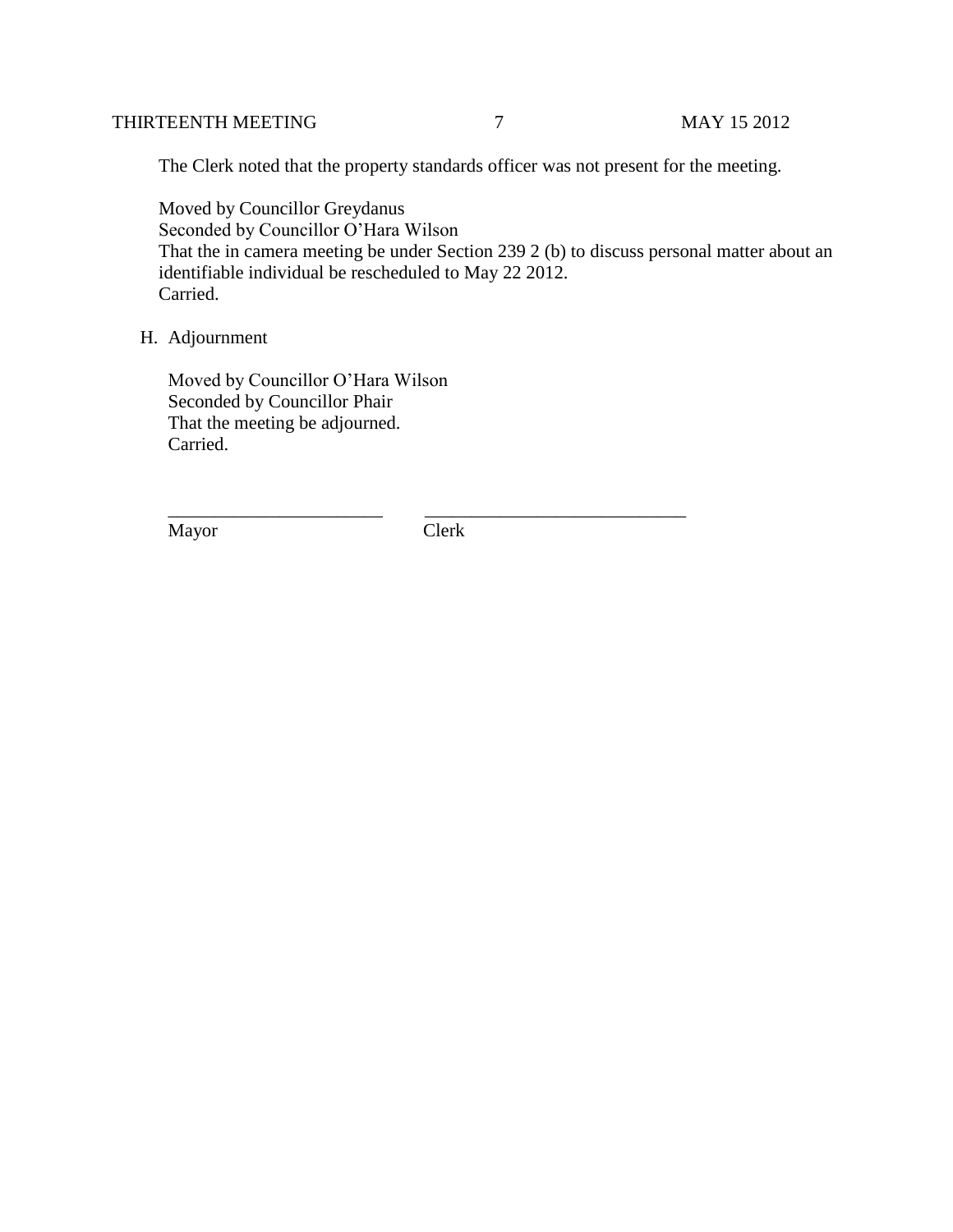The Clerk noted that the property standards officer was not present for the meeting.

Moved by Councillor Greydanus
Seconded by Councillor O'Hara Wilson
That the in camera meeting be under Section 239 2 (b) to discuss personal matter about an identifiable individual be rescheduled to May 22 2012.
Carried.

H. Adjournment

Moved by Councillor O'Hara Wilson
Seconded by Councillor Phair
That the meeting be adjourned.
Carried.

_______________________ _____________________________
Mayor Clerk